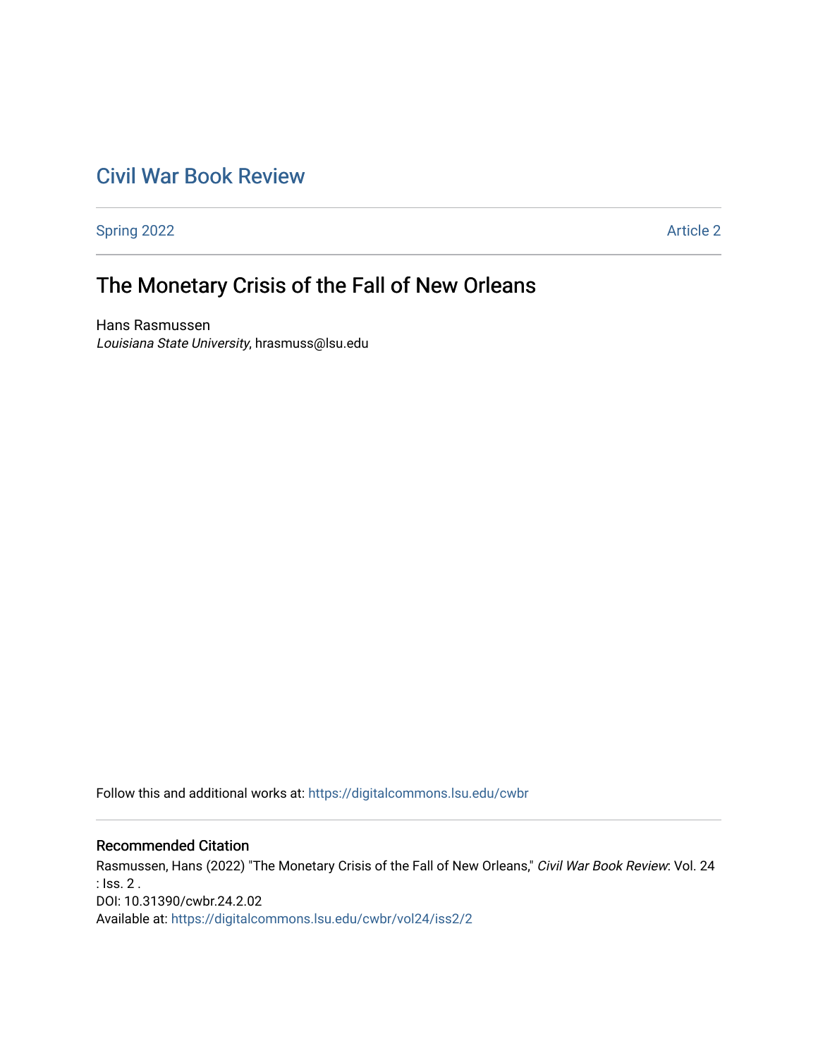# Civil War Book Review

Spring 2022 Article 2

## The Monetary Crisis of the Fall of New Orleans

Hans Rasmussen
*Louisiana State University*, hrasmuss@lsu.edu

Follow this and additional works at: https://digitalcommons.lsu.edu/cwbr

### Recommended Citation

Rasmussen, Hans (2022) "The Monetary Crisis of the Fall of New Orleans," *Civil War Book Review*: Vol. 24 : Iss. 2 .
DOI: 10.31390/cwbr.24.2.02
Available at: https://digitalcommons.lsu.edu/cwbr/vol24/iss2/2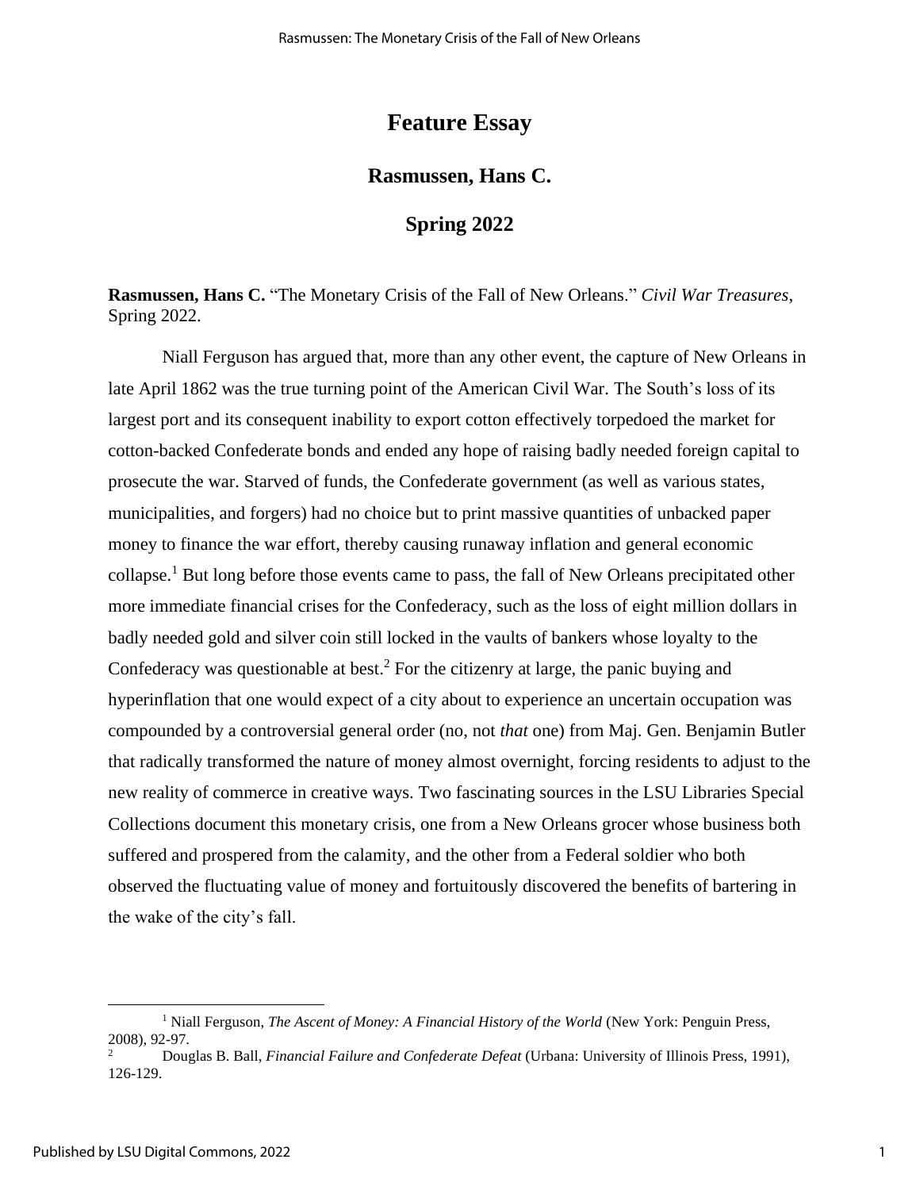# Feature Essay

## Rasmussen, Hans C.

## Spring 2022

**Rasmussen, Hans C.** "The Monetary Crisis of the Fall of New Orleans." *Civil War Treasures*, Spring 2022.

Niall Ferguson has argued that, more than any other event, the capture of New Orleans in late April 1862 was the true turning point of the American Civil War. The South's loss of its largest port and its consequent inability to export cotton effectively torpedoed the market for cotton-backed Confederate bonds and ended any hope of raising badly needed foreign capital to prosecute the war. Starved of funds, the Confederate government (as well as various states, municipalities, and forgers) had no choice but to print massive quantities of unbacked paper money to finance the war effort, thereby causing runaway inflation and general economic collapse.[1] But long before those events came to pass, the fall of New Orleans precipitated other more immediate financial crises for the Confederacy, such as the loss of eight million dollars in badly needed gold and silver coin still locked in the vaults of bankers whose loyalty to the Confederacy was questionable at best.[2] For the citizenry at large, the panic buying and hyperinflation that one would expect of a city about to experience an uncertain occupation was compounded by a controversial general order (no, not *that* one) from Maj. Gen. Benjamin Butler that radically transformed the nature of money almost overnight, forcing residents to adjust to the new reality of commerce in creative ways. Two fascinating sources in the LSU Libraries Special Collections document this monetary crisis, one from a New Orleans grocer whose business both suffered and prospered from the calamity, and the other from a Federal soldier who both observed the fluctuating value of money and fortuitously discovered the benefits of bartering in the wake of the city's fall.

---

[1] Niall Ferguson, *The Ascent of Money: A Financial History of the World* (New York: Penguin Press, 2008), 92-97.

[2] Douglas B. Ball, *Financial Failure and Confederate Defeat* (Urbana: University of Illinois Press, 1991), 126-129.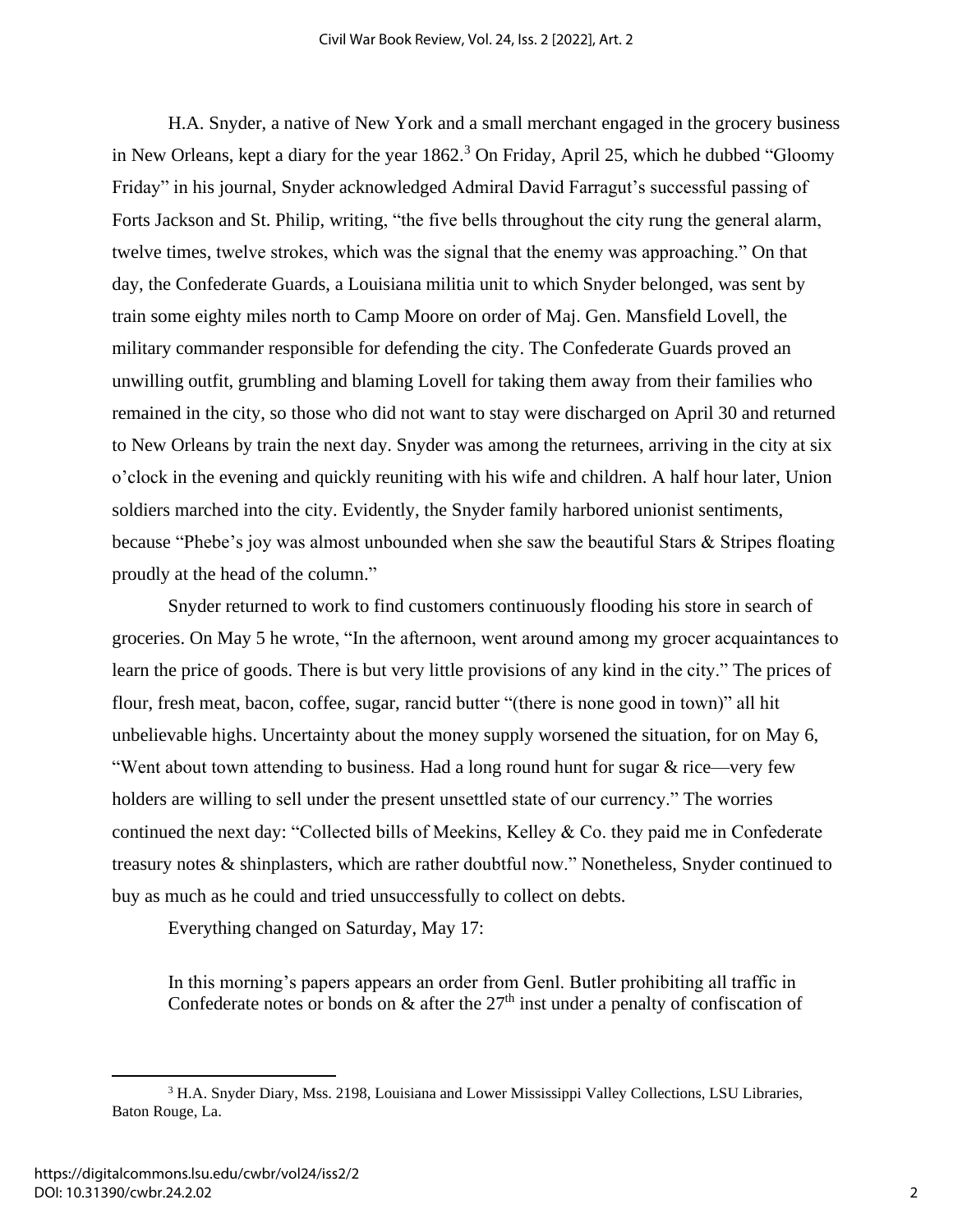H.A. Snyder, a native of New York and a small merchant engaged in the grocery business in New Orleans, kept a diary for the year 1862.[3] On Friday, April 25, which he dubbed "Gloomy Friday" in his journal, Snyder acknowledged Admiral David Farragut's successful passing of Forts Jackson and St. Philip, writing, "the five bells throughout the city rung the general alarm, twelve times, twelve strokes, which was the signal that the enemy was approaching." On that day, the Confederate Guards, a Louisiana militia unit to which Snyder belonged, was sent by train some eighty miles north to Camp Moore on order of Maj. Gen. Mansfield Lovell, the military commander responsible for defending the city. The Confederate Guards proved an unwilling outfit, grumbling and blaming Lovell for taking them away from their families who remained in the city, so those who did not want to stay were discharged on April 30 and returned to New Orleans by train the next day. Snyder was among the returnees, arriving in the city at six o'clock in the evening and quickly reuniting with his wife and children. A half hour later, Union soldiers marched into the city. Evidently, the Snyder family harbored unionist sentiments, because "Phebe's joy was almost unbounded when she saw the beautiful Stars & Stripes floating proudly at the head of the column."

Snyder returned to work to find customers continuously flooding his store in search of groceries. On May 5 he wrote, "In the afternoon, went around among my grocer acquaintances to learn the price of goods. There is but very little provisions of any kind in the city." The prices of flour, fresh meat, bacon, coffee, sugar, rancid butter "(there is none good in town)" all hit unbelievable highs. Uncertainty about the money supply worsened the situation, for on May 6, "Went about town attending to business. Had a long round hunt for sugar & rice—very few holders are willing to sell under the present unsettled state of our currency." The worries continued the next day: "Collected bills of Meekins, Kelley & Co. they paid me in Confederate treasury notes & shinplasters, which are rather doubtful now." Nonetheless, Snyder continued to buy as much as he could and tried unsuccessfully to collect on debts.

Everything changed on Saturday, May 17:

> In this morning's papers appears an order from Genl. Butler prohibiting all traffic in Confederate notes or bonds on & after the 27th inst under a penalty of confiscation of

[3] H.A. Snyder Diary, Mss. 2198, Louisiana and Lower Mississippi Valley Collections, LSU Libraries, Baton Rouge, La.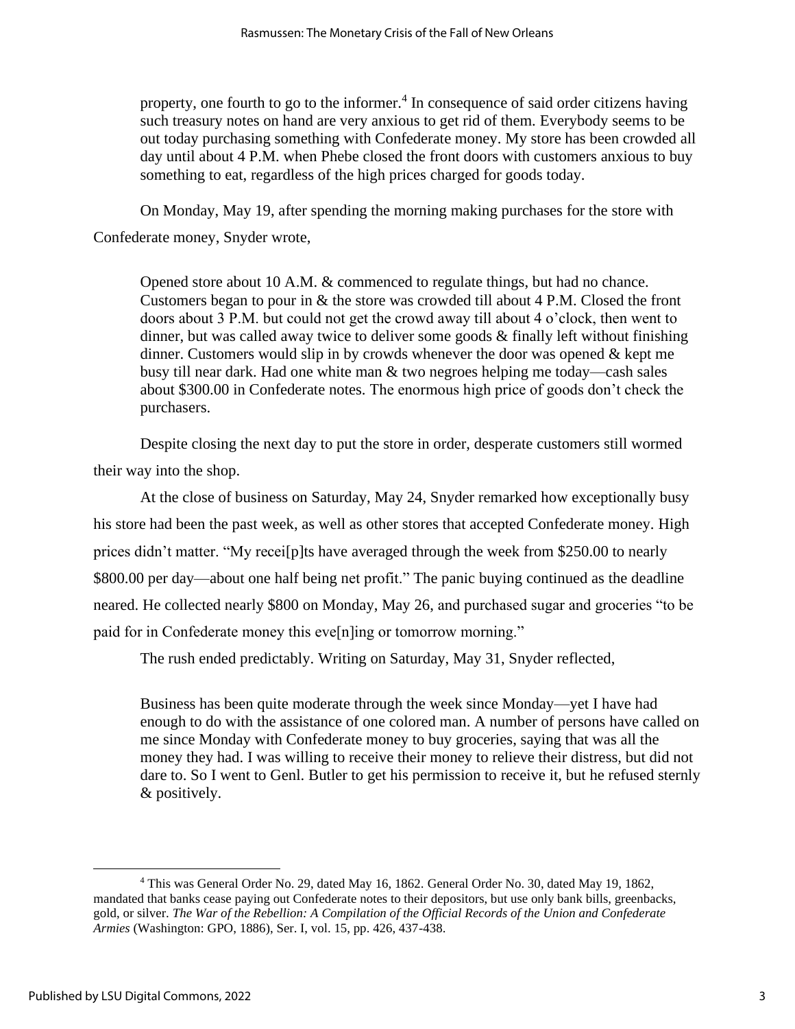property, one fourth to go to the informer.[4] In consequence of said order citizens having such treasury notes on hand are very anxious to get rid of them. Everybody seems to be out today purchasing something with Confederate money. My store has been crowded all day until about 4 P.M. when Phebe closed the front doors with customers anxious to buy something to eat, regardless of the high prices charged for goods today.

On Monday, May 19, after spending the morning making purchases for the store with Confederate money, Snyder wrote,

> Opened store about 10 A.M. & commenced to regulate things, but had no chance. Customers began to pour in & the store was crowded till about 4 P.M. Closed the front doors about 3 P.M. but could not get the crowd away till about 4 o'clock, then went to dinner, but was called away twice to deliver some goods & finally left without finishing dinner. Customers would slip in by crowds whenever the door was opened & kept me busy till near dark. Had one white man & two negroes helping me today—cash sales about $300.00 in Confederate notes. The enormous high price of goods don't check the purchasers.

Despite closing the next day to put the store in order, desperate customers still wormed their way into the shop.

At the close of business on Saturday, May 24, Snyder remarked how exceptionally busy his store had been the past week, as well as other stores that accepted Confederate money. High prices didn't matter. "My recei[p]ts have averaged through the week from $250.00 to nearly $800.00 per day—about one half being net profit." The panic buying continued as the deadline neared. He collected nearly $800 on Monday, May 26, and purchased sugar and groceries "to be paid for in Confederate money this eve[n]ing or tomorrow morning."

The rush ended predictably. Writing on Saturday, May 31, Snyder reflected,

> Business has been quite moderate through the week since Monday—yet I have had enough to do with the assistance of one colored man. A number of persons have called on me since Monday with Confederate money to buy groceries, saying that was all the money they had. I was willing to receive their money to relieve their distress, but did not dare to. So I went to Genl. Butler to get his permission to receive it, but he refused sternly & positively.

---

[4] This was General Order No. 29, dated May 16, 1862. General Order No. 30, dated May 19, 1862, mandated that banks cease paying out Confederate notes to their depositors, but use only bank bills, greenbacks, gold, or silver. *The War of the Rebellion: A Compilation of the Official Records of the Union and Confederate Armies* (Washington: GPO, 1886), Ser. I, vol. 15, pp. 426, 437-438.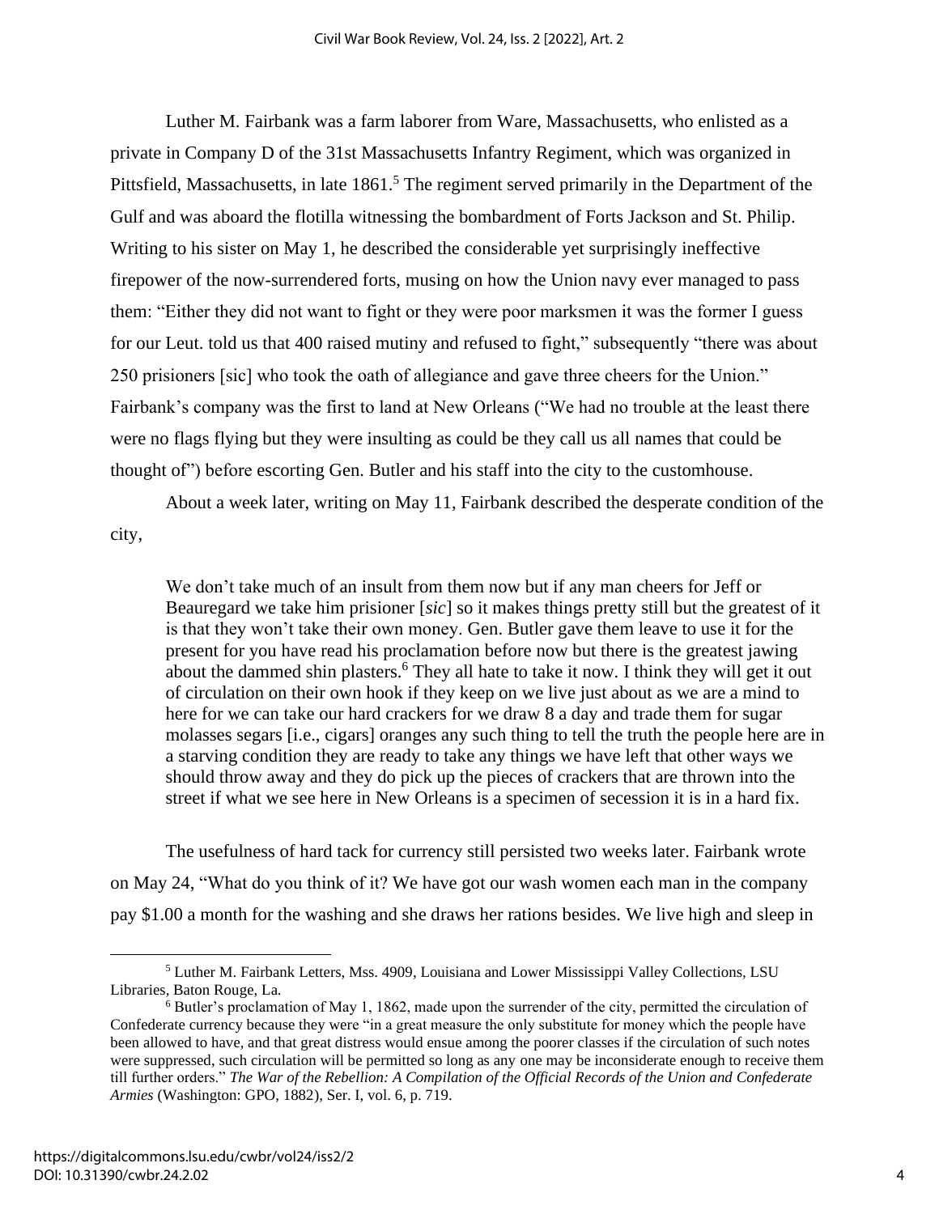Luther M. Fairbank was a farm laborer from Ware, Massachusetts, who enlisted as a private in Company D of the 31st Massachusetts Infantry Regiment, which was organized in Pittsfield, Massachusetts, in late 1861.[5] The regiment served primarily in the Department of the Gulf and was aboard the flotilla witnessing the bombardment of Forts Jackson and St. Philip. Writing to his sister on May 1, he described the considerable yet surprisingly ineffective firepower of the now-surrendered forts, musing on how the Union navy ever managed to pass them: "Either they did not want to fight or they were poor marksmen it was the former I guess for our Leut. told us that 400 raised mutiny and refused to fight," subsequently "there was about 250 prisioners [sic] who took the oath of allegiance and gave three cheers for the Union." Fairbank's company was the first to land at New Orleans ("We had no trouble at the least there were no flags flying but they were insulting as could be they call us all names that could be thought of") before escorting Gen. Butler and his staff into the city to the customhouse.

About a week later, writing on May 11, Fairbank described the desperate condition of the city,

> We don't take much of an insult from them now but if any man cheers for Jeff or Beauregard we take him prisioner [*sic*] so it makes things pretty still but the greatest of it is that they won't take their own money. Gen. Butler gave them leave to use it for the present for you have read his proclamation before now but there is the greatest jawing about the dammed shin plasters.[6] They all hate to take it now. I think they will get it out of circulation on their own hook if they keep on we live just about as we are a mind to here for we can take our hard crackers for we draw 8 a day and trade them for sugar molasses segars [i.e., cigars] oranges any such thing to tell the truth the people here are in a starving condition they are ready to take any things we have left that other ways we should throw away and they do pick up the pieces of crackers that are thrown into the street if what we see here in New Orleans is a specimen of secession it is in a hard fix.

The usefulness of hard tack for currency still persisted two weeks later. Fairbank wrote on May 24, "What do you think of it? We have got our wash women each man in the company pay $1.00 a month for the washing and she draws her rations besides. We live high and sleep in

[5] Luther M. Fairbank Letters, Mss. 4909, Louisiana and Lower Mississippi Valley Collections, LSU Libraries, Baton Rouge, La.

[6] Butler's proclamation of May 1, 1862, made upon the surrender of the city, permitted the circulation of Confederate currency because they were "in a great measure the only substitute for money which the people have been allowed to have, and that great distress would ensue among the poorer classes if the circulation of such notes were suppressed, such circulation will be permitted so long as any one may be inconsiderate enough to receive them till further orders." *The War of the Rebellion: A Compilation of the Official Records of the Union and Confederate Armies* (Washington: GPO, 1882), Ser. I, vol. 6, p. 719.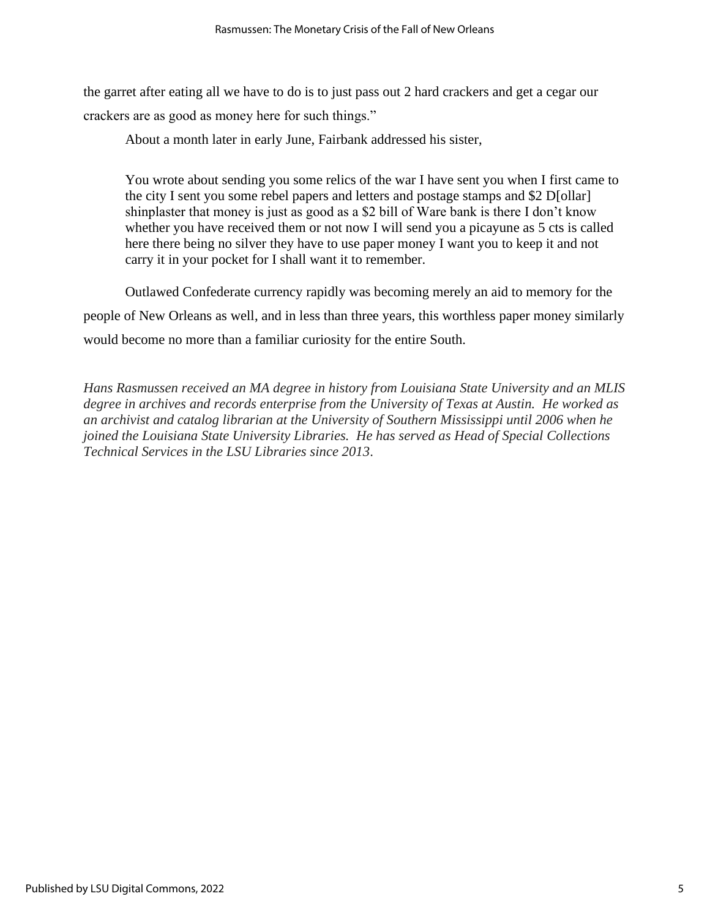the garret after eating all we have to do is to just pass out 2 hard crackers and get a cegar our crackers are as good as money here for such things."

About a month later in early June, Fairbank addressed his sister,

> You wrote about sending you some relics of the war I have sent you when I first came to the city I sent you some rebel papers and letters and postage stamps and $2 D[ollar] shinplaster that money is just as good as a $2 bill of Ware bank is there I don't know whether you have received them or not now I will send you a picayune as 5 cts is called here there being no silver they have to use paper money I want you to keep it and not carry it in your pocket for I shall want it to remember.

Outlawed Confederate currency rapidly was becoming merely an aid to memory for the people of New Orleans as well, and in less than three years, this worthless paper money similarly would become no more than a familiar curiosity for the entire South.

*Hans Rasmussen received an MA degree in history from Louisiana State University and an MLIS degree in archives and records enterprise from the University of Texas at Austin. He worked as an archivist and catalog librarian at the University of Southern Mississippi until 2006 when he joined the Louisiana State University Libraries. He has served as Head of Special Collections Technical Services in the LSU Libraries since 2013.*